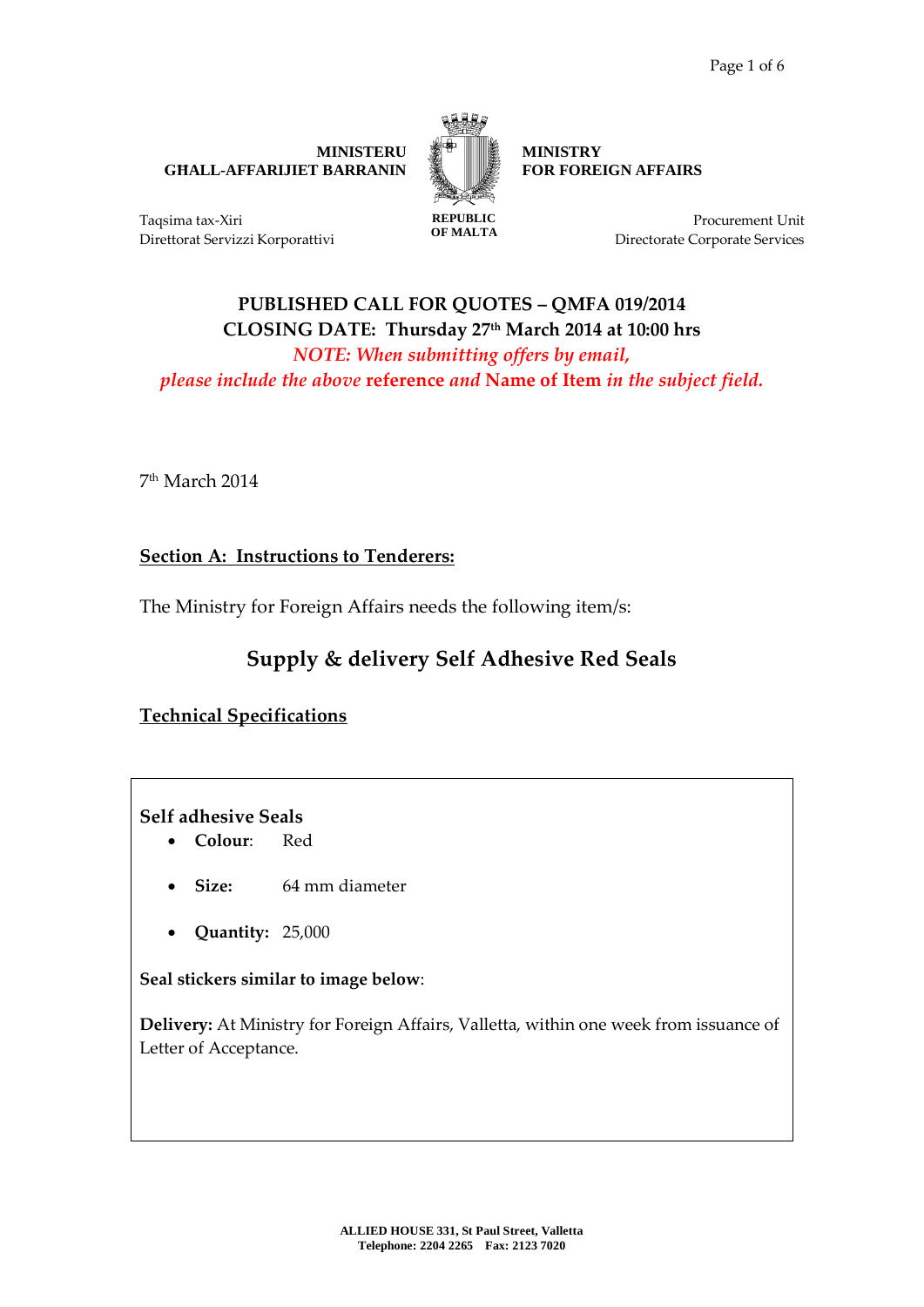**MINISTERU GĦALL-AFFARIJIET BARRANIN**

Taqsima tax-Xiri
Direttorat Servizzi Korporattivi

**REPUBLIC OF MALTA**

**MINISTRY FOR FOREIGN AFFAIRS**

Procurement Unit
Directorate Corporate Services

**PUBLISHED CALL FOR QUOTES – QMFA 019/2014**
**CLOSING DATE: Thursday 27th March 2014 at 10:00 hrs**
*NOTE: When submitting offers by email, please include the above* **reference** *and* **Name of Item** *in the subject field.*

7th March 2014

## Section A: Instructions to Tenderers:

The Ministry for Foreign Affairs needs the following item/s:

## Supply & delivery Self Adhesive Red Seals

### Technical Specifications

**Self adhesive Seals**

- **Colour**: Red
- **Size:** 64 mm diameter
- **Quantity:** 25,000

**Seal stickers similar to image below**:

**Delivery:** At Ministry for Foreign Affairs, Valletta, within one week from issuance of Letter of Acceptance.

**ALLIED HOUSE 331, St Paul Street, Valletta**
**Telephone: 2204 2265 Fax: 2123 7020**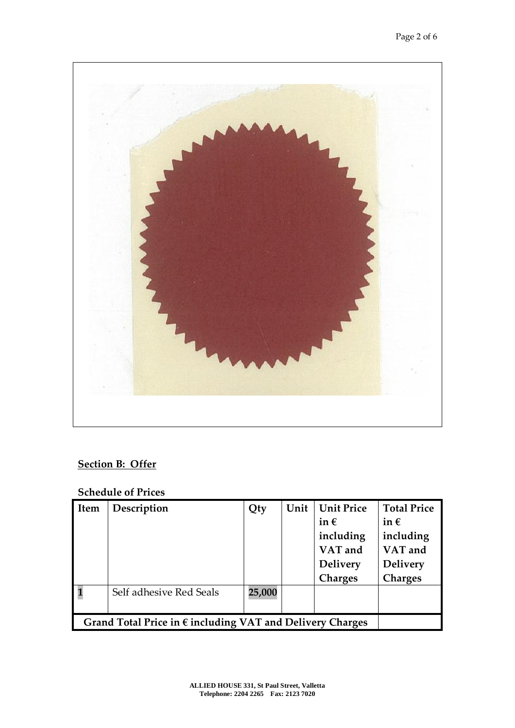## Section B: Offer

**Schedule of Prices**

| Item | Description | Qty | Unit | Unit Price in € including VAT and Delivery Charges | Total Price in € including VAT and Delivery Charges |
|---|---|---|---|---|---|
| 1 | Self adhesive Red Seals | 25,000 | | | |
| **Grand Total Price in € including VAT and Delivery Charges** | | | | | |

ALLIED HOUSE 331, St Paul Street, Valletta
Telephone: 2204 2265 Fax: 2123 7020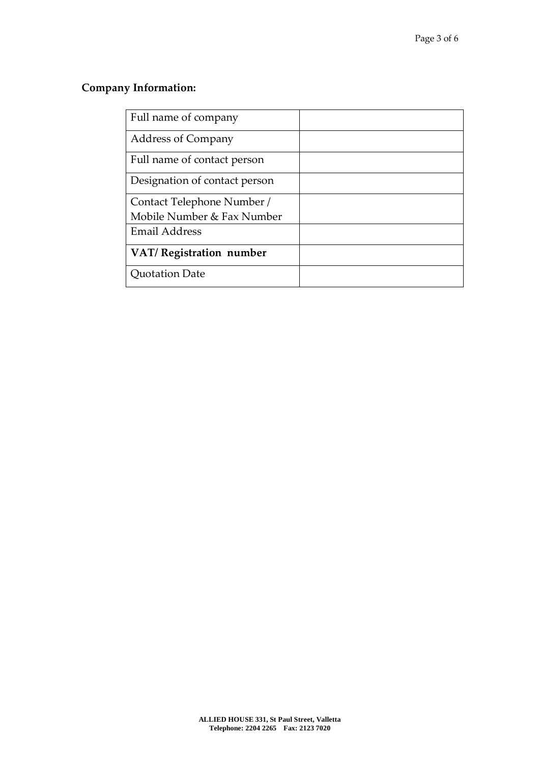**Company Information:**

| | |
|---|---|
| Full name of company | |
| Address of Company | |
| Full name of contact person | |
| Designation of contact person | |
| Contact Telephone Number / Mobile Number & Fax Number | |
| Email Address | |
| **VAT/ Registration number** | |
| Quotation Date | |

**ALLIED HOUSE 331, St Paul Street, Valletta**
**Telephone: 2204 2265 Fax: 2123 7020**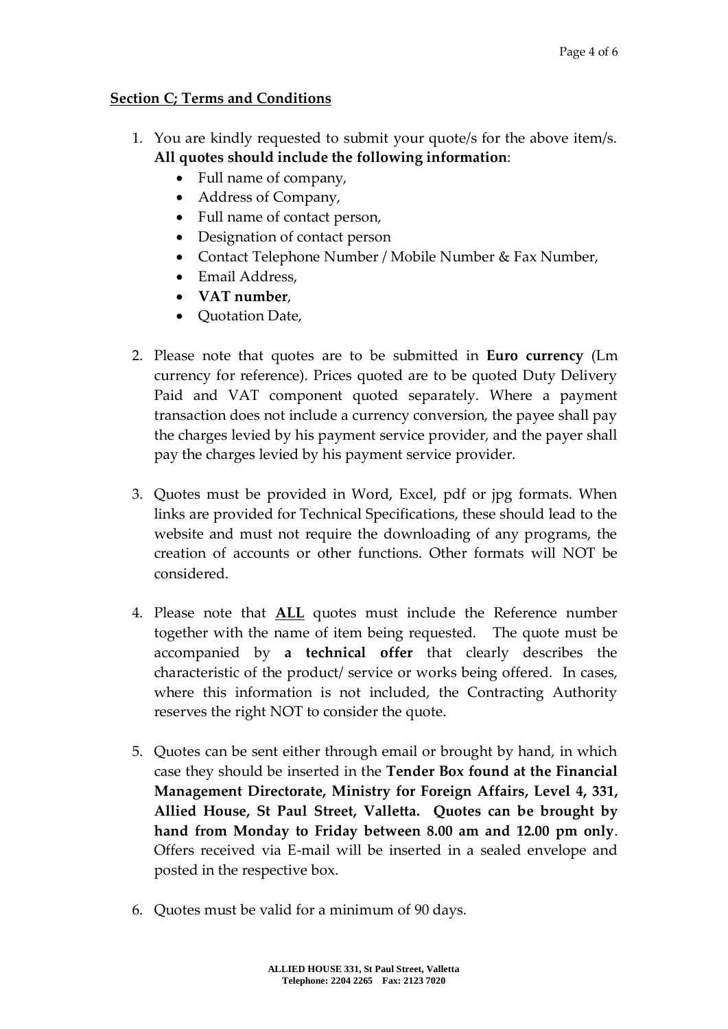**<u>Section C; Terms and Conditions</u>**

1. You are kindly requested to submit your quote/s for the above item/s. **All quotes should include the following information**:
    - Full name of company,
    - Address of Company,
    - Full name of contact person,
    - Designation of contact person
    - Contact Telephone Number / Mobile Number & Fax Number,
    - Email Address,
    - **VAT number**,
    - Quotation Date,

2. Please note that quotes are to be submitted in **Euro currency** (Lm currency for reference). Prices quoted are to be quoted Duty Delivery Paid and VAT component quoted separately. Where a payment transaction does not include a currency conversion, the payee shall pay the charges levied by his payment service provider, and the payer shall pay the charges levied by his payment service provider.

3. Quotes must be provided in Word, Excel, pdf or jpg formats. When links are provided for Technical Specifications, these should lead to the website and must not require the downloading of any programs, the creation of accounts or other functions. Other formats will NOT be considered.

4. Please note that **<u>ALL</u>** quotes must include the Reference number together with the name of item being requested. The quote must be accompanied by **a technical offer** that clearly describes the characteristic of the product/ service or works being offered. In cases, where this information is not included, the Contracting Authority reserves the right NOT to consider the quote.

5. Quotes can be sent either through email or brought by hand, in which case they should be inserted in the **Tender Box found at the Financial Management Directorate, Ministry for Foreign Affairs, Level 4, 331, Allied House, St Paul Street, Valletta. Quotes can be brought by hand from Monday to Friday between 8.00 am and 12.00 pm only**. Offers received via E-mail will be inserted in a sealed envelope and posted in the respective box.

6. Quotes must be valid for a minimum of 90 days.

**ALLIED HOUSE 331, St Paul Street, Valletta**
**Telephone: 2204 2265 Fax: 2123 7020**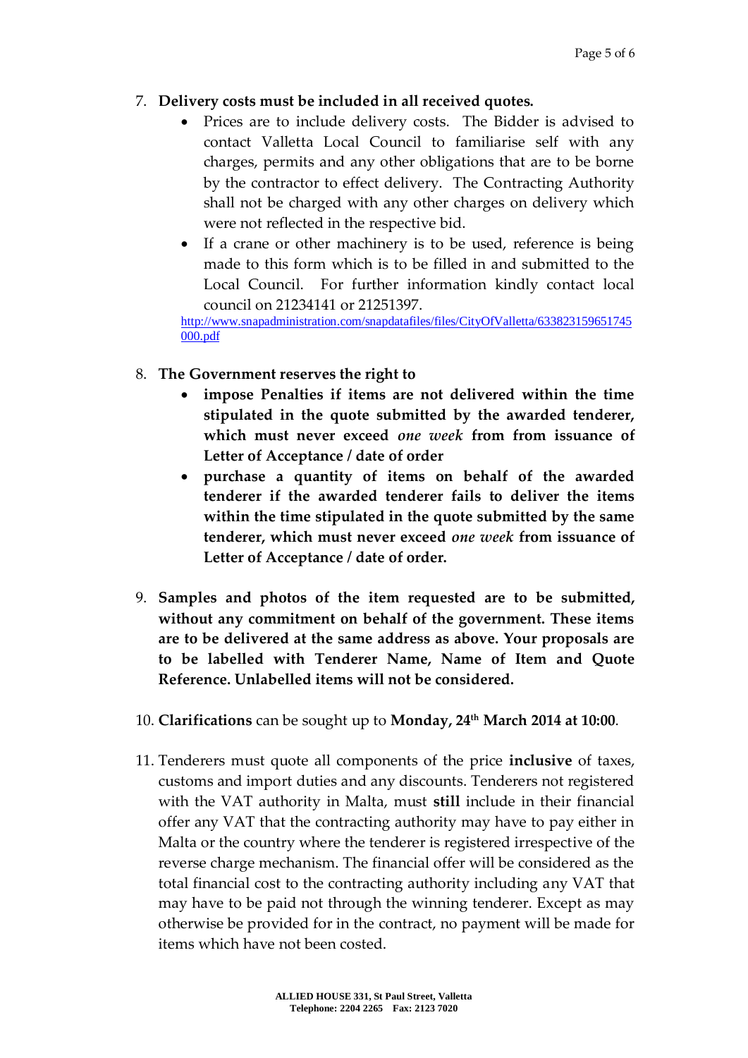7. **Delivery costs must be included in all received quotes.**
    - Prices are to include delivery costs. The Bidder is advised to contact Valletta Local Council to familiarise self with any charges, permits and any other obligations that are to be borne by the contractor to effect delivery. The Contracting Authority shall not be charged with any other charges on delivery which were not reflected in the respective bid.
    - If a crane or other machinery is to be used, reference is being made to this form which is to be filled in and submitted to the Local Council. For further information kindly contact local council on 21234141 or 21251397.

   http://www.snapadministration.com/snapdatafiles/files/CityOfValletta/633823159651745000.pdf

8. **The Government reserves the right to**
    - **impose Penalties if items are not delivered within the time stipulated in the quote submitted by the awarded tenderer, which must never exceed *one week* from from issuance of Letter of Acceptance / date of order**
    - **purchase a quantity of items on behalf of the awarded tenderer if the awarded tenderer fails to deliver the items within the time stipulated in the quote submitted by the same tenderer, which must never exceed *one week* from issuance of Letter of Acceptance / date of order.**

9. **Samples and photos of the item requested are to be submitted, without any commitment on behalf of the government. These items are to be delivered at the same address as above. Your proposals are to be labelled with Tenderer Name, Name of Item and Quote Reference. Unlabelled items will not be considered.**

10. **Clarifications** can be sought up to **Monday, 24th March 2014 at 10:00**.

11. Tenderers must quote all components of the price **inclusive** of taxes, customs and import duties and any discounts. Tenderers not registered with the VAT authority in Malta, must **still** include in their financial offer any VAT that the contracting authority may have to pay either in Malta or the country where the tenderer is registered irrespective of the reverse charge mechanism. The financial offer will be considered as the total financial cost to the contracting authority including any VAT that may have to be paid not through the winning tenderer. Except as may otherwise be provided for in the contract, no payment will be made for items which have not been costed.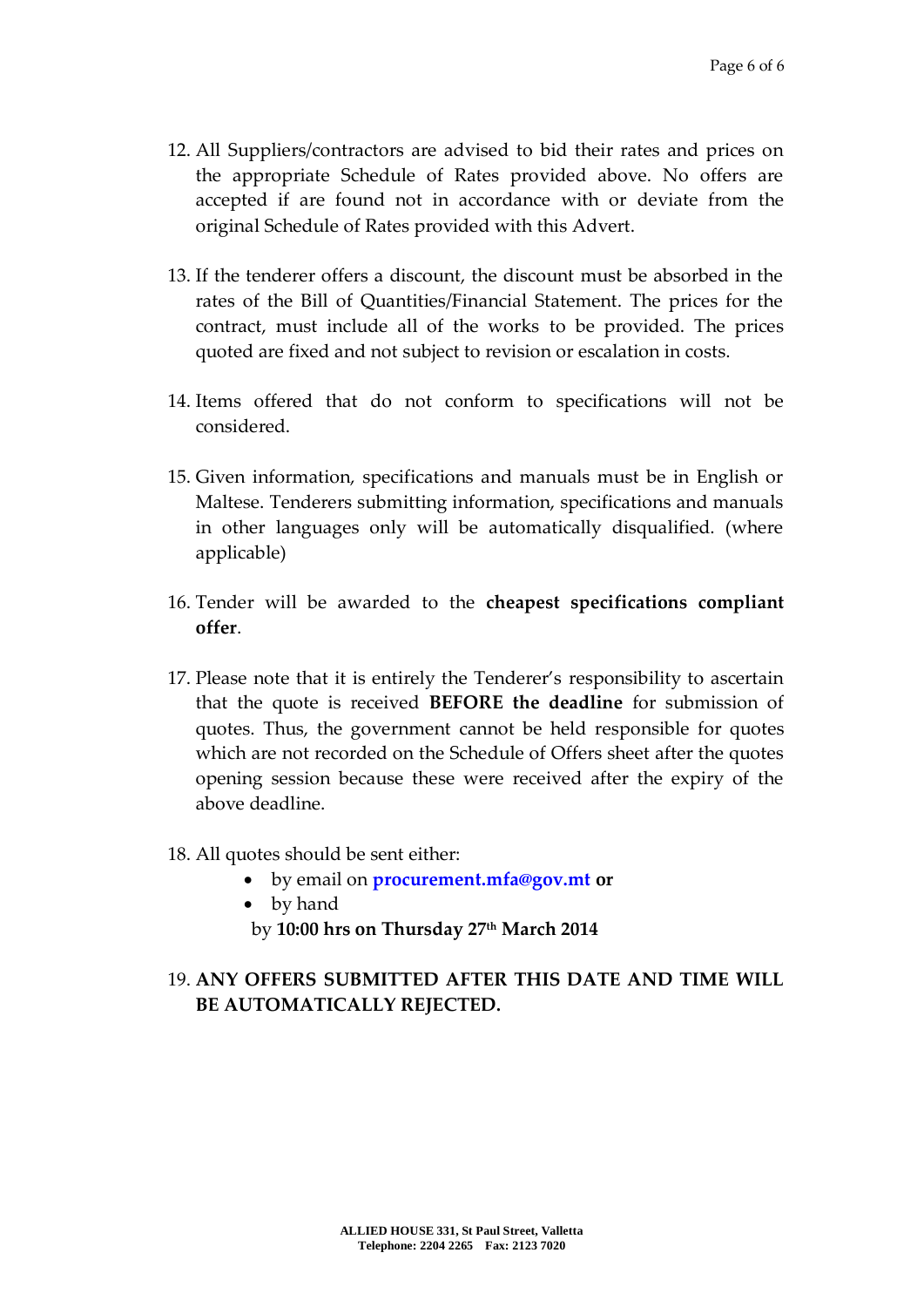12. All Suppliers/contractors are advised to bid their rates and prices on the appropriate Schedule of Rates provided above. No offers are accepted if are found not in accordance with or deviate from the original Schedule of Rates provided with this Advert.

13. If the tenderer offers a discount, the discount must be absorbed in the rates of the Bill of Quantities/Financial Statement. The prices for the contract, must include all of the works to be provided. The prices quoted are fixed and not subject to revision or escalation in costs.

14. Items offered that do not conform to specifications will not be considered.

15. Given information, specifications and manuals must be in English or Maltese. Tenderers submitting information, specifications and manuals in other languages only will be automatically disqualified. (where applicable)

16. Tender will be awarded to the **cheapest specifications compliant offer**.

17. Please note that it is entirely the Tenderer's responsibility to ascertain that the quote is received **BEFORE the deadline** for submission of quotes. Thus, the government cannot be held responsible for quotes which are not recorded on the Schedule of Offers sheet after the quotes opening session because these were received after the expiry of the above deadline.

18. All quotes should be sent either:
    - by email on **procurement.mfa@gov.mt or**
    - by hand

    by **10:00 hrs on Thursday 27th March 2014**

19. **ANY OFFERS SUBMITTED AFTER THIS DATE AND TIME WILL BE AUTOMATICALLY REJECTED.**

**ALLIED HOUSE 331, St Paul Street, Valletta**
**Telephone: 2204 2265 Fax: 2123 7020**